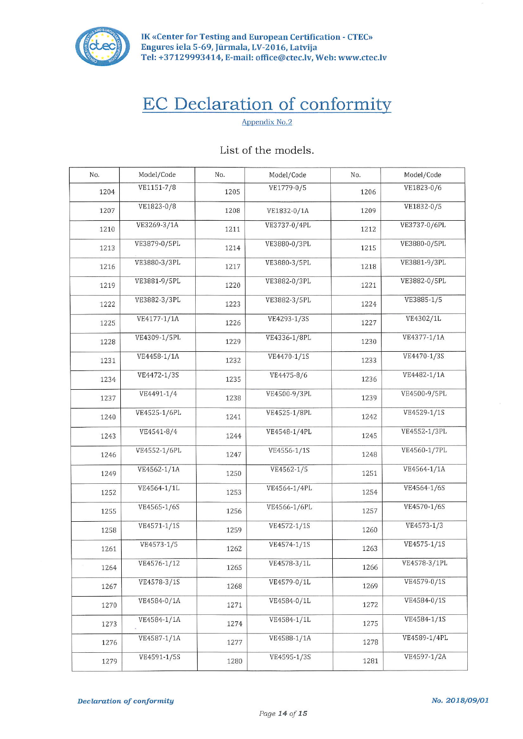IK «Center for Testing and European Certification - CTEC»
Engures iela 5-69, Jūrmala, LV-2016, Latvija
Tel: +37129993414, E-mail: office@ctec.lv, Web: www.ctec.lv

# EC Declaration of conformity

Appendix No.2

List of the models.

| No. | Model/Code | No. | Model/Code | No. | Model/Code |
|---|---|---|---|---|---|
| 1204 | VE1151-7/8 | 1205 | VE1779-0/5 | 1206 | VE1823-0/6 |
| 1207 | VE1823-0/8 | 1208 | VE1832-0/1A | 1209 | VE1832-0/5 |
| 1210 | VE3269-3/1A | 1211 | VE3737-0/4PL | 1212 | VE3737-0/6PL |
| 1213 | VE3879-0/5PL | 1214 | VE3880-0/3PL | 1215 | VE3880-0/5PL |
| 1216 | VE3880-3/3PL | 1217 | VE3880-3/5PL | 1218 | VE3881-9/3PL |
| 1219 | VE3881-9/5PL | 1220 | VE3882-0/3PL | 1221 | VE3882-0/5PL |
| 1222 | VE3882-3/3PL | 1223 | VE3882-3/5PL | 1224 | VE3885-1/5 |
| 1225 | VE4177-1/1A | 1226 | VE4293-1/3S | 1227 | VE4302/1L |
| 1228 | VE4309-1/5PL | 1229 | VE4336-1/8PL | 1230 | VE4377-1/1A |
| 1231 | VE4458-1/1A | 1232 | VE4470-1/1S | 1233 | VE4470-1/3S |
| 1234 | VE4472-1/3S | 1235 | VE4475-8/6 | 1236 | VE4482-1/1A |
| 1237 | VE4491-1/4 | 1238 | VE4500-9/3PL | 1239 | VE4500-9/5PL |
| 1240 | VE4525-1/6PL | 1241 | VE4525-1/8PL | 1242 | VE4529-1/1S |
| 1243 | VE4541-8/4 | 1244 | VE4548-1/4PL | 1245 | VE4552-1/3PL |
| 1246 | VE4552-1/6PL | 1247 | VE4556-1/1S | 1248 | VE4560-1/7PL |
| 1249 | VE4562-1/1A | 1250 | VE4562-1/5 | 1251 | VE4564-1/1A |
| 1252 | VE4564-1/1L | 1253 | VE4564-1/4PL | 1254 | VE4564-1/6S |
| 1255 | VE4565-1/6S | 1256 | VE4566-1/6PL | 1257 | VE4570-1/6S |
| 1258 | VE4571-1/1S | 1259 | VE4572-1/1S | 1260 | VE4573-1/3 |
| 1261 | VE4573-1/5 | 1262 | VE4574-1/1S | 1263 | VE4575-1/1S |
| 1264 | VE4576-1/12 | 1265 | VE4578-3/1L | 1266 | VE4578-3/1PL |
| 1267 | VE4578-3/1S | 1268 | VE4579-0/1L | 1269 | VE4579-0/1S |
| 1270 | VE4584-0/1A | 1271 | VE4584-0/1L | 1272 | VE4584-0/1S |
| 1273 | VE4584-1/1A | 1274 | VE4584-1/1L | 1275 | VE4584-1/1S |
| 1276 | VE4587-1/1A | 1277 | VE4588-1/1A | 1278 | VE4589-1/4PL |
| 1279 | VE4591-1/5S | 1280 | VE4595-1/3S | 1281 | VE4597-1/2A |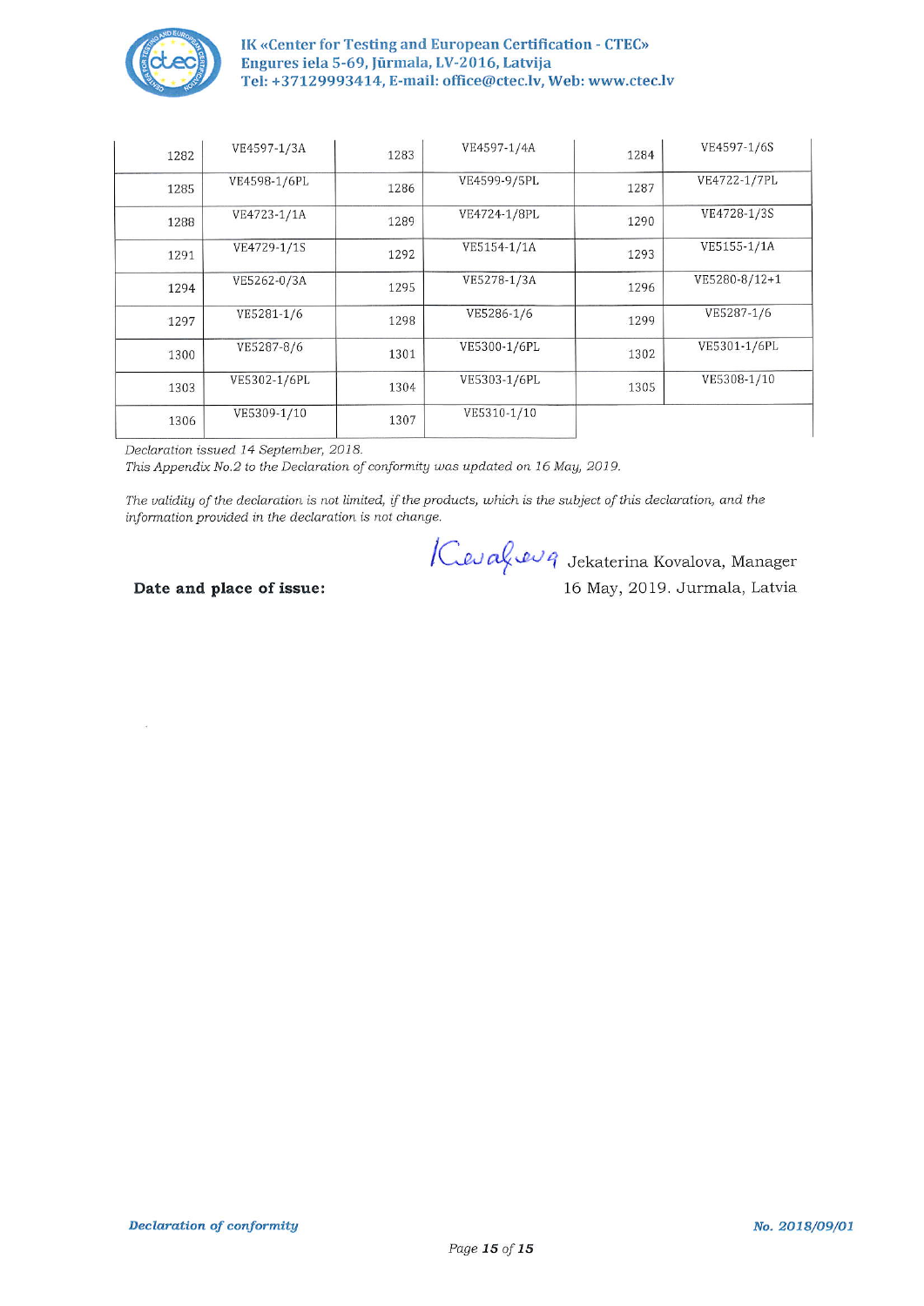| | | | | | |
|---|---|---|---|---|---|
| 1282 | VE4597-1/3A | 1283 | VE4597-1/4A | 1284 | VE4597-1/6S |
| 1285 | VE4598-1/6PL | 1286 | VE4599-9/5PL | 1287 | VE4722-1/7PL |
| 1288 | VE4723-1/1A | 1289 | VE4724-1/8PL | 1290 | VE4728-1/3S |
| 1291 | VE4729-1/1S | 1292 | VE5154-1/1A | 1293 | VE5155-1/1A |
| 1294 | VE5262-0/3A | 1295 | VE5278-1/3A | 1296 | VE5280-8/12+1 |
| 1297 | VE5281-1/6 | 1298 | VE5286-1/6 | 1299 | VE5287-1/6 |
| 1300 | VE5287-8/6 | 1301 | VE5300-1/6PL | 1302 | VE5301-1/6PL |
| 1303 | VE5302-1/6PL | 1304 | VE5303-1/6PL | 1305 | VE5308-1/10 |
| 1306 | VE5309-1/10 | 1307 | VE5310-1/10 | | |

*Declaration issued 14 September, 2018.*
*This Appendix No.2 to the Declaration of conformity was updated on 16 May, 2019.*

*The validity of the declaration is not limited, if the products, which is the subject of this declaration, and the information provided in the declaration is not change.*

Jekaterina Kovalova, Manager

**Date and place of issue:** 16 May, 2019. Jurmala, Latvia